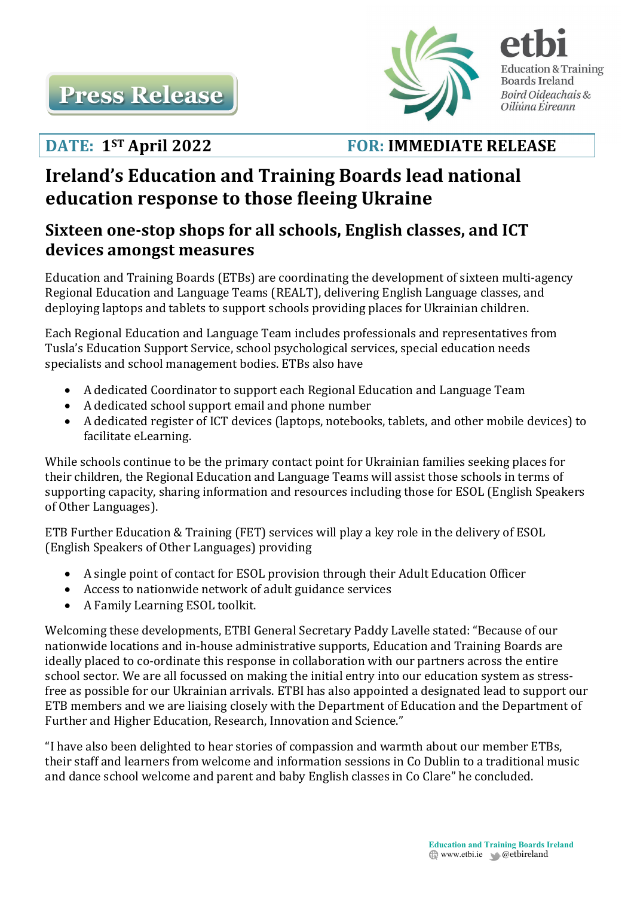Press Release

etbi
Education & Training Boards Ireland
*Boird Oideachais & Oiliúna Éireann*

**DATE: 1ST April 2022** **FOR: IMMEDIATE RELEASE**

# Ireland's Education and Training Boards lead national education response to those fleeing Ukraine

## Sixteen one-stop shops for all schools, English classes, and ICT devices amongst measures

Education and Training Boards (ETBs) are coordinating the development of sixteen multi-agency Regional Education and Language Teams (REALT), delivering English Language classes, and deploying laptops and tablets to support schools providing places for Ukrainian children.

Each Regional Education and Language Team includes professionals and representatives from Tusla's Education Support Service, school psychological services, special education needs specialists and school management bodies. ETBs also have

- A dedicated Coordinator to support each Regional Education and Language Team
- A dedicated school support email and phone number
- A dedicated register of ICT devices (laptops, notebooks, tablets, and other mobile devices) to facilitate eLearning.

While schools continue to be the primary contact point for Ukrainian families seeking places for their children, the Regional Education and Language Teams will assist those schools in terms of supporting capacity, sharing information and resources including those for ESOL (English Speakers of Other Languages).

ETB Further Education & Training (FET) services will play a key role in the delivery of ESOL (English Speakers of Other Languages) providing

- A single point of contact for ESOL provision through their Adult Education Officer
- Access to nationwide network of adult guidance services
- A Family Learning ESOL toolkit.

Welcoming these developments, ETBI General Secretary Paddy Lavelle stated: "Because of our nationwide locations and in-house administrative supports, Education and Training Boards are ideally placed to co-ordinate this response in collaboration with our partners across the entire school sector. We are all focussed on making the initial entry into our education system as stress-free as possible for our Ukrainian arrivals. ETBI has also appointed a designated lead to support our ETB members and we are liaising closely with the Department of Education and the Department of Further and Higher Education, Research, Innovation and Science."

"I have also been delighted to hear stories of compassion and warmth about our member ETBs, their staff and learners from welcome and information sessions in Co Dublin to a traditional music and dance school welcome and parent and baby English classes in Co Clare" he concluded.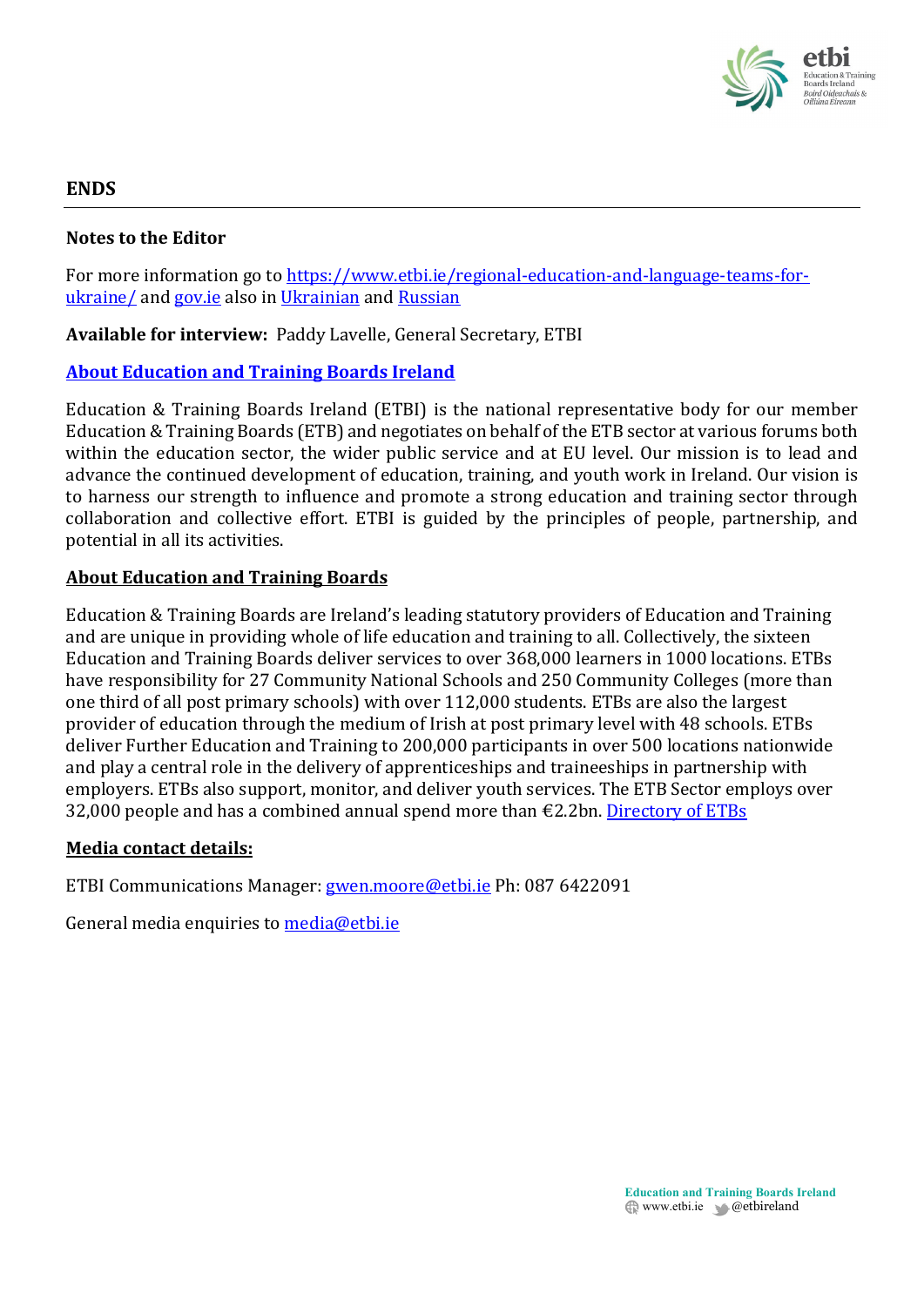**ENDS**

---

**Notes to the Editor**

For more information go to [https://www.etbi.ie/regional-education-and-language-teams-for-ukraine/](https://www.etbi.ie/regional-education-and-language-teams-for-ukraine/) and gov.ie also in Ukrainian and Russian

**Available for interview:** Paddy Lavelle, General Secretary, ETBI

**About Education and Training Boards Ireland**

Education & Training Boards Ireland (ETBI) is the national representative body for our member Education & Training Boards (ETB) and negotiates on behalf of the ETB sector at various forums both within the education sector, the wider public service and at EU level. Our mission is to lead and advance the continued development of education, training, and youth work in Ireland. Our vision is to harness our strength to influence and promote a strong education and training sector through collaboration and collective effort. ETBI is guided by the principles of people, partnership, and potential in all its activities.

**About Education and Training Boards**

Education & Training Boards are Ireland's leading statutory providers of Education and Training and are unique in providing whole of life education and training to all. Collectively, the sixteen Education and Training Boards deliver services to over 368,000 learners in 1000 locations. ETBs have responsibility for 27 Community National Schools and 250 Community Colleges (more than one third of all post primary schools) with over 112,000 students. ETBs are also the largest provider of education through the medium of Irish at post primary level with 48 schools. ETBs deliver Further Education and Training to 200,000 participants in over 500 locations nationwide and play a central role in the delivery of apprenticeships and traineeships in partnership with employers. ETBs also support, monitor, and deliver youth services. The ETB Sector employs over 32,000 people and has a combined annual spend more than €2.2bn. Directory of ETBs

**Media contact details:**

ETBI Communications Manager: gwen.moore@etbi.ie Ph: 087 6422091

General media enquiries to media@etbi.ie